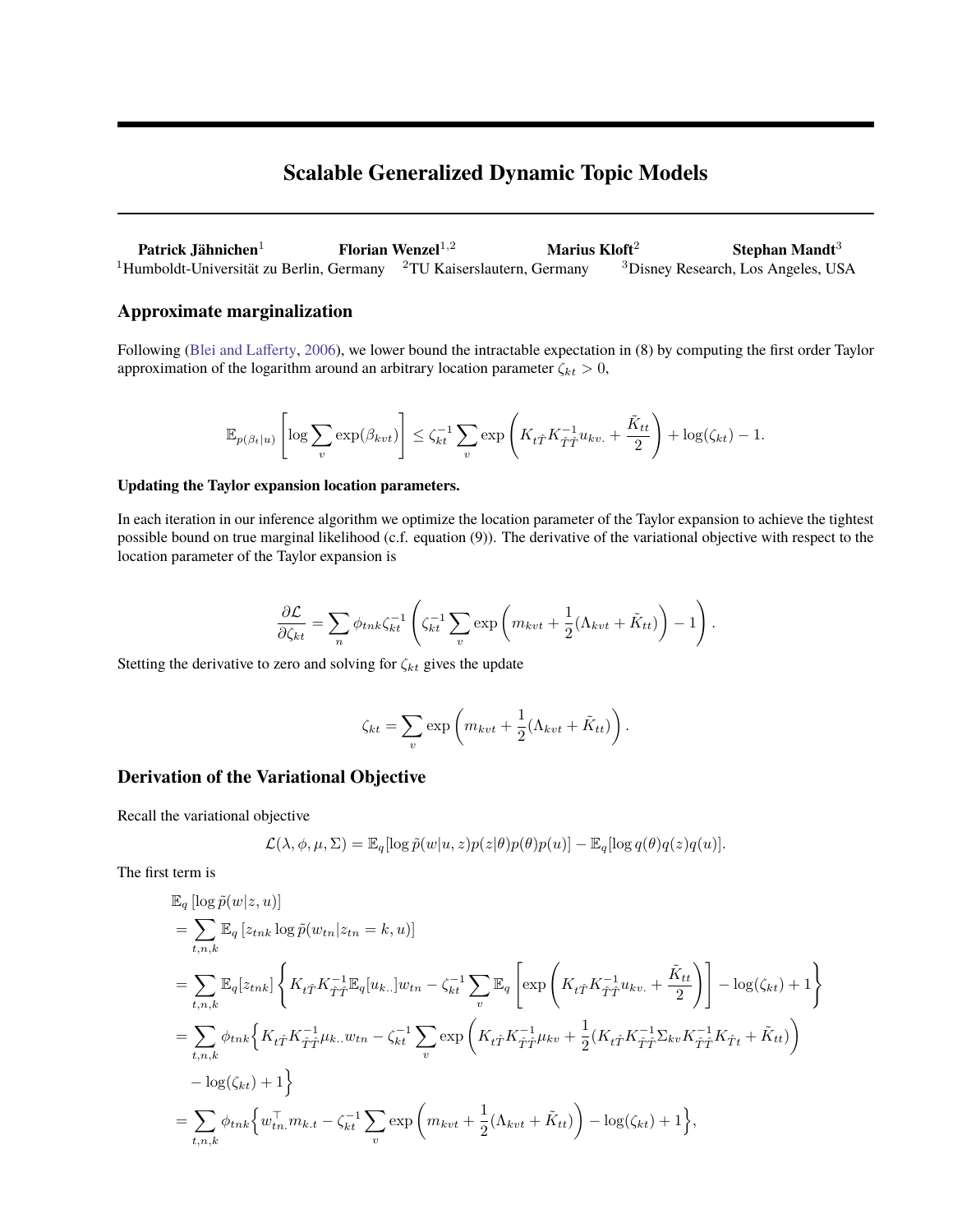# Scalable Generalized Dynamic Topic Models

**Patrick Jähnichen**[1] **Florian Wenzel**[1,2] **Marius Kloft**[2] **Stephan Mandt**[3]
[1]Humboldt-Universität zu Berlin, Germany [2]TU Kaiserslautern, Germany [3]Disney Research, Los Angeles, USA

## Approximate marginalization

Following (Blei and Lafferty, 2006), we lower bound the intractable expectation in (8) by computing the first order Taylor approximation of the logarithm around an arbitrary location parameter $\zeta_{kt} > 0$,

$$\mathbb{E}_{p(\beta_t|u)}\left[\log \sum_v \exp(\beta_{kvt})\right] \leq \zeta_{kt}^{-1} \sum_v \exp\left(K_{t\hat{T}} K_{\hat{T}\hat{T}}^{-1} u_{kv.} + \frac{\tilde{K}_{tt}}{2}\right) + \log(\zeta_{kt}) - 1.$$

**Updating the Taylor expansion location parameters.**

In each iteration in our inference algorithm we optimize the location parameter of the Taylor expansion to achieve the tightest possible bound on true marginal likelihood (c.f. equation (9)). The derivative of the variational objective with respect to the location parameter of the Taylor expansion is

$$\frac{\partial \mathcal{L}}{\partial \zeta_{kt}} = \sum_n \phi_{tnk} \zeta_{kt}^{-1} \left(\zeta_{kt}^{-1} \sum_v \exp\left(m_{kvt} + \frac{1}{2}(\Lambda_{kvt} + \tilde{K}_{tt})\right) - 1\right).$$

Stetting the derivative to zero and solving for $\zeta_{kt}$ gives the update

$$\zeta_{kt} = \sum_v \exp\left(m_{kvt} + \frac{1}{2}(\Lambda_{kvt} + \tilde{K}_{tt})\right).$$

## Derivation of the Variational Objective

Recall the variational objective

$$\mathcal{L}(\lambda, \phi, \mu, \Sigma) = \mathbb{E}_q[\log \tilde{p}(w|u, z) p(z|\theta) p(\theta) p(u)] - \mathbb{E}_q[\log q(\theta) q(z) q(u)].$$

The first term is

$$\begin{aligned}
&\mathbb{E}_q\left[\log \tilde{p}(w|z, u)\right] \\
&= \sum_{t,n,k} \mathbb{E}_q\left[z_{tnk} \log \tilde{p}(w_{tn}|z_{tn} = k, u)\right] \\
&= \sum_{t,n,k} \mathbb{E}_q[z_{tnk}] \left\{ K_{t\hat{T}} K_{\hat{T}\hat{T}}^{-1} \mathbb{E}_q[u_{k..}] w_{tn} - \zeta_{kt}^{-1} \sum_v \mathbb{E}_q\left[\exp\left(K_{t\hat{T}} K_{\hat{T}\hat{T}}^{-1} u_{kv.} + \frac{\tilde{K}_{tt}}{2}\right)\right] - \log(\zeta_{kt}) + 1 \right\} \\
&= \sum_{t,n,k} \phi_{tnk} \Big\{ K_{t\hat{T}} K_{\hat{T}\hat{T}}^{-1} \mu_{k..} w_{tn} - \zeta_{kt}^{-1} \sum_v \exp\left(K_{t\hat{T}} K_{\hat{T}\hat{T}}^{-1} \mu_{kv} + \frac{1}{2}(K_{t\hat{T}} K_{\hat{T}\hat{T}}^{-1} \Sigma_{kv} K_{\hat{T}\hat{T}}^{-1} K_{\hat{T}t} + \tilde{K}_{tt})\right) \\
&\quad - \log(\zeta_{kt}) + 1 \Big\} \\
&= \sum_{t,n,k} \phi_{tnk} \Big\{ w_{tn.}^{\top} m_{k.t} - \zeta_{kt}^{-1} \sum_v \exp\left(m_{kvt} + \frac{1}{2}(\Lambda_{kvt} + \tilde{K}_{tt})\right) - \log(\zeta_{kt}) + 1 \Big\},
\end{aligned}$$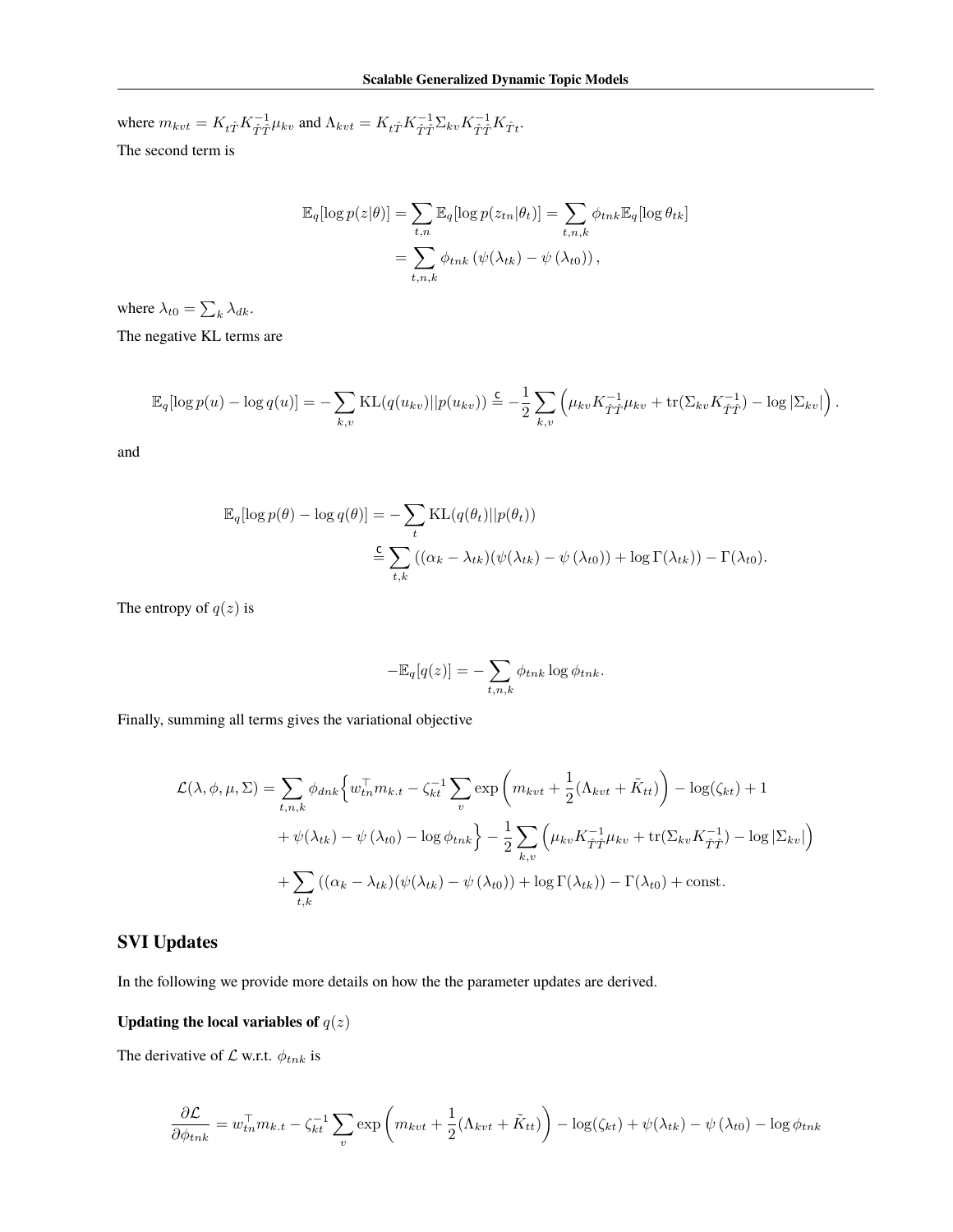where $m_{kvt} = K_{t\hat{T}} K_{\hat{T}\hat{T}}^{-1} \mu_{kv}$ and $\Lambda_{kvt} = K_{t\hat{T}} K_{\hat{T}\hat{T}}^{-1} \Sigma_{kv} K_{\hat{T}\hat{T}}^{-1} K_{\hat{T}t}$.

The second term is

$$
\begin{aligned}
\mathbb{E}_q[\log p(z|\theta)] &= \sum_{t,n} \mathbb{E}_q[\log p(z_{tn}|\theta_t)] = \sum_{t,n,k} \phi_{tnk} \mathbb{E}_q[\log \theta_{tk}] \\
&= \sum_{t,n,k} \phi_{tnk} \left( \psi(\lambda_{tk}) - \psi(\lambda_{t0}) \right),
\end{aligned}
$$

where $\lambda_{t0} = \sum_k \lambda_{dk}$.

The negative KL terms are

$$
\mathbb{E}_q[\log p(u) - \log q(u)] = -\sum_{k,v} \mathrm{KL}(q(u_{kv})||p(u_{kv})) \stackrel{c}{=} -\frac{1}{2} \sum_{k,v} \left( \mu_{kv} K_{\hat{T}\hat{T}}^{-1} \mu_{kv} + \mathrm{tr}(\Sigma_{kv} K_{\hat{T}\hat{T}}^{-1}) - \log |\Sigma_{kv}| \right).
$$

and

$$
\begin{aligned}
\mathbb{E}_q[\log p(\theta) - \log q(\theta)] &= -\sum_t \mathrm{KL}(q(\theta_t)||p(\theta_t)) \\
&\stackrel{c}{=} \sum_{t,k} \left( (\alpha_k - \lambda_{tk})(\psi(\lambda_{tk}) - \psi(\lambda_{t0})) + \log \Gamma(\lambda_{tk}) \right) - \Gamma(\lambda_{t0}).
\end{aligned}
$$

The entropy of $q(z)$ is

$$
-\mathbb{E}_q[q(z)] = -\sum_{t,n,k} \phi_{tnk} \log \phi_{tnk}.
$$

Finally, summing all terms gives the variational objective

$$
\begin{aligned}
\mathcal{L}(\lambda, \phi, \mu, \Sigma) = \sum_{t,n,k} \phi_{dnk} \Big\{ & w_{tn}^\top m_{k.t} - \zeta_{kt}^{-1} \sum_v \exp\left( m_{kvt} + \frac{1}{2}(\Lambda_{kvt} + \tilde{K}_{tt}) \right) - \log(\zeta_{kt}) + 1 \\
& + \psi(\lambda_{tk}) - \psi(\lambda_{t0}) - \log \phi_{tnk} \Big\} - \frac{1}{2} \sum_{k,v} \left( \mu_{kv} K_{\hat{T}\hat{T}}^{-1} \mu_{kv} + \mathrm{tr}(\Sigma_{kv} K_{\hat{T}\hat{T}}^{-1}) - \log |\Sigma_{kv}| \right) \\
& + \sum_{t,k} \left( (\alpha_k - \lambda_{tk})(\psi(\lambda_{tk}) - \psi(\lambda_{t0})) + \log \Gamma(\lambda_{tk}) \right) - \Gamma(\lambda_{t0}) + \text{const}.
\end{aligned}
$$

## SVI Updates

In the following we provide more details on how the the parameter updates are derived.

### Updating the local variables of $q(z)$

The derivative of $\mathcal{L}$ w.r.t. $\phi_{tnk}$ is

$$
\frac{\partial \mathcal{L}}{\partial \phi_{tnk}} = w_{tn}^\top m_{k.t} - \zeta_{kt}^{-1} \sum_v \exp\left( m_{kvt} + \frac{1}{2}(\Lambda_{kvt} + \tilde{K}_{tt}) \right) - \log(\zeta_{kt}) + \psi(\lambda_{tk}) - \psi(\lambda_{t0}) - \log \phi_{tnk}
$$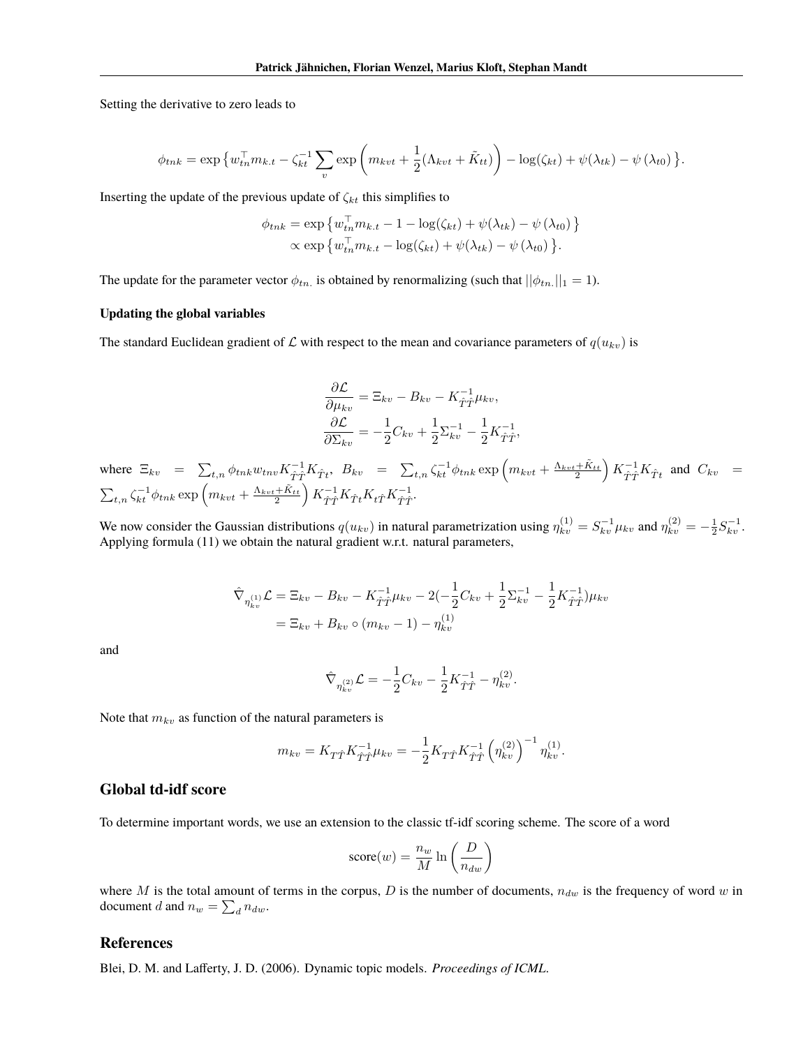Setting the derivative to zero leads to

$$\phi_{tnk} = \exp\left\{ w_{tn}^\top m_{k.t} - \zeta_{kt}^{-1} \sum_v \exp\left( m_{kvt} + \frac{1}{2}(\Lambda_{kvt} + \tilde{K}_{tt}) \right) - \log(\zeta_{kt}) + \psi(\lambda_{tk}) - \psi(\lambda_{t0}) \right\}.$$

Inserting the update of the previous update of $\zeta_{kt}$ this simplifies to

$$\begin{aligned}
\phi_{tnk} &= \exp\left\{ w_{tn}^\top m_{k.t} - 1 - \log(\zeta_{kt}) + \psi(\lambda_{tk}) - \psi(\lambda_{t0}) \right\} \\
&\propto \exp\left\{ w_{tn}^\top m_{k.t} - \log(\zeta_{kt}) + \psi(\lambda_{tk}) - \psi(\lambda_{t0}) \right\}.
\end{aligned}$$

The update for the parameter vector $\phi_{tn.}$ is obtained by renormalizing (such that $||\phi_{tn.}||_1 = 1$).

**Updating the global variables**

The standard Euclidean gradient of $\mathcal{L}$ with respect to the mean and covariance parameters of $q(u_{kv})$ is

$$\begin{aligned}
\frac{\partial \mathcal{L}}{\partial \mu_{kv}} &= \Xi_{kv} - B_{kv} - K_{\hat{T}\hat{T}}^{-1}\mu_{kv}, \\
\frac{\partial \mathcal{L}}{\partial \Sigma_{kv}} &= -\frac{1}{2}C_{kv} + \frac{1}{2}\Sigma_{kv}^{-1} - \frac{1}{2}K_{\hat{T}\hat{T}}^{-1},
\end{aligned}$$

where $\Xi_{kv} = \sum_{t,n} \phi_{tnk} w_{tnv} K_{\hat{T}\hat{T}}^{-1} K_{\hat{T}t}$, $B_{kv} = \sum_{t,n} \zeta_{kt}^{-1} \phi_{tnk} \exp\left( m_{kvt} + \frac{\Lambda_{kvt} + \tilde{K}_{tt}}{2} \right) K_{\hat{T}\hat{T}}^{-1} K_{\hat{T}t}$ and $C_{kv} = \sum_{t,n} \zeta_{kt}^{-1} \phi_{tnk} \exp\left( m_{kvt} + \frac{\Lambda_{kvt} + \tilde{K}_{tt}}{2} \right) K_{\hat{T}\hat{T}}^{-1} K_{\hat{T}t} K_{t\hat{T}} K_{\hat{T}\hat{T}}^{-1}$.

We now consider the Gaussian distributions $q(u_{kv})$ in natural parametrization using $\eta_{kv}^{(1)} = S_{kv}^{-1}\mu_{kv}$ and $\eta_{kv}^{(2)} = -\frac{1}{2}S_{kv}^{-1}$. Applying formula (11) we obtain the natural gradient w.r.t. natural parameters,

$$\begin{aligned}
\hat{\nabla}_{\eta_{kv}^{(1)}} \mathcal{L} &= \Xi_{kv} - B_{kv} - K_{\hat{T}\hat{T}}^{-1}\mu_{kv} - 2(-\frac{1}{2}C_{kv} + \frac{1}{2}\Sigma_{kv}^{-1} - \frac{1}{2}K_{\hat{T}\hat{T}}^{-1})\mu_{kv} \\
&= \Xi_{kv} + B_{kv} \circ (m_{kv} - 1) - \eta_{kv}^{(1)}
\end{aligned}$$

and

$$\hat{\nabla}_{\eta_{kv}^{(2)}} \mathcal{L} = -\frac{1}{2}C_{kv} - \frac{1}{2}K_{\hat{T}\hat{T}}^{-1} - \eta_{kv}^{(2)}.$$

Note that $m_{kv}$ as function of the natural parameters is

$$m_{kv} = K_{T\hat{T}} K_{\hat{T}\hat{T}}^{-1} \mu_{kv} = -\frac{1}{2} K_{T\hat{T}} K_{\hat{T}\hat{T}}^{-1} \left(\eta_{kv}^{(2)}\right)^{-1} \eta_{kv}^{(1)}.$$

## Global td-idf score

To determine important words, we use an extension to the classic tf-idf scoring scheme. The score of a word

$$\text{score}(w) = \frac{n_w}{M} \ln\left(\frac{D}{n_{dw}}\right)$$

where $M$ is the total amount of terms in the corpus, $D$ is the number of documents, $n_{dw}$ is the frequency of word $w$ in document $d$ and $n_w = \sum_d n_{dw}$.

## References

Blei, D. M. and Lafferty, J. D. (2006). Dynamic topic models. *Proceedings of ICML.*